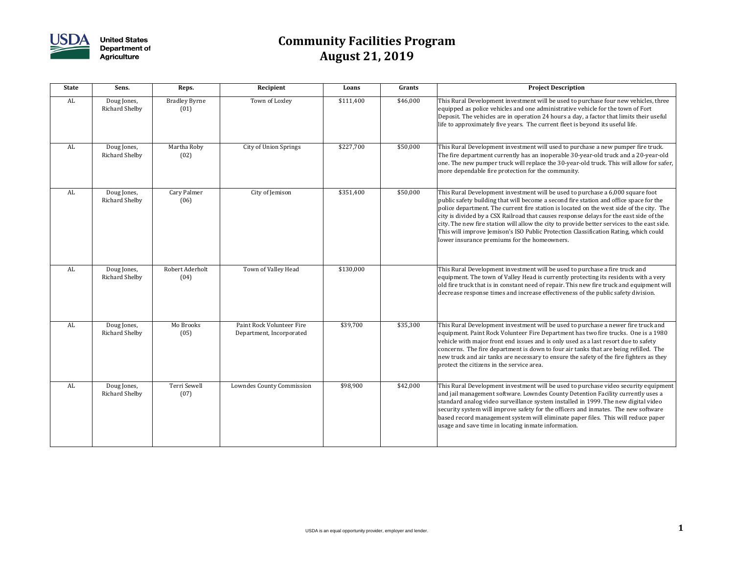United States Department of Agriculture

# Community Facilities Program
# August 21, 2019

| State | Sens. | Reps. | Recipient | Loans | Grants | Project Description |
|---|---|---|---|---|---|---|
| AL | Doug Jones, Richard Shelby | Bradley Byrne (01) | Town of Loxley | $111,400 | $46,000 | This Rural Development investment will be used to purchase four new vehicles, three equipped as police vehicles and one administrative vehicle for the town of Fort Deposit. The vehicles are in operation 24 hours a day, a factor that limits their useful life to approximately five years. The current fleet is beyond its useful life. |
| AL | Doug Jones, Richard Shelby | Martha Roby (02) | City of Union Springs | $227,700 | $50,000 | This Rural Development investment will used to purchase a new pumper fire truck. The fire department currently has an inoperable 30-year-old truck and a 20-year-old one. The new pumper truck will replace the 30-year-old truck. This will allow for safer, more dependable fire protection for the community. |
| AL | Doug Jones, Richard Shelby | Cary Palmer (06) | City of Jemison | $351,400 | $50,000 | This Rural Development investment will be used to purchase a 6,000 square foot public safety building that will become a second fire station and office space for the police department. The current fire station is located on the west side of the city. The city is divided by a CSX Railroad that causes response delays for the east side of the city. The new fire station will allow the city to provide better services to the east side. This will improve Jemison's ISO Public Protection Classification Rating, which could lower insurance premiums for the homeowners. |
| AL | Doug Jones, Richard Shelby | Robert Aderholt (04) | Town of Valley Head | $130,000 | | This Rural Development investment will be used to purchase a fire truck and equipment. The town of Valley Head is currently protecting its residents with a very old fire truck that is in constant need of repair. This new fire truck and equipment will decrease response times and increase effectiveness of the public safety division. |
| AL | Doug Jones, Richard Shelby | Mo Brooks (05) | Paint Rock Volunteer Fire Department, Incorporated | $39,700 | $35,300 | This Rural Development investment will be used to purchase a newer fire truck and equipment. Paint Rock Volunteer Fire Department has two fire trucks. One is a 1980 vehicle with major front end issues and is only used as a last resort due to safety concerns. The fire department is down to four air tanks that are being refilled. The new truck and air tanks are necessary to ensure the safety of the fire fighters as they protect the citizens in the service area. |
| AL | Doug Jones, Richard Shelby | Terri Sewell (07) | Lowndes County Commission | $98,900 | $42,000 | This Rural Development investment will be used to purchase video security equipment and jail management software. Lowndes County Detention Facility currently uses a standard analog video surveillance system installed in 1999. The new digital video security system will improve safety for the officers and inmates. The new software based record management system will eliminate paper files. This will reduce paper usage and save time in locating inmate information. |

USDA is an equal opportunity provider, employer and lender.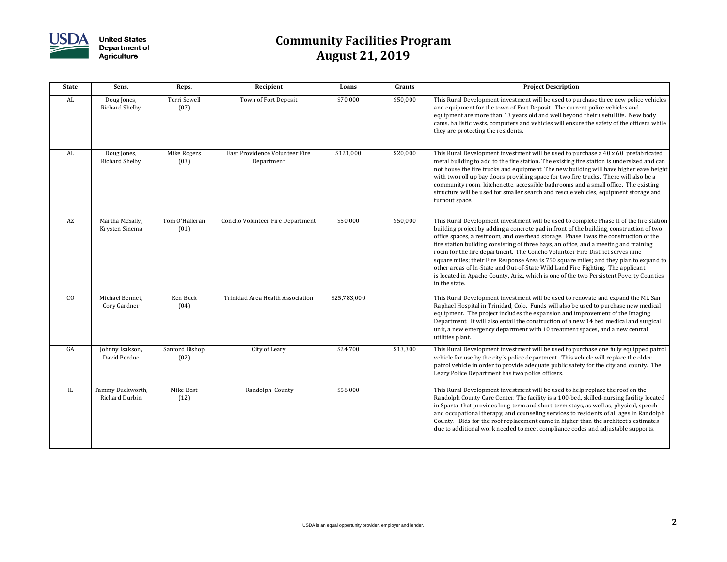# Community Facilities Program
## August 21, 2019

| State | Sens. | Reps. | Recipient | Loans | Grants | Project Description |
|---|---|---|---|---|---|---|
| AL | Doug Jones, Richard Shelby | Terri Sewell (07) | Town of Fort Deposit | $70,000 | $50,000 | This Rural Development investment will be used to purchase three new police vehicles and equipment for the town of Fort Deposit. The current police vehicles and equipment are more than 13 years old and well beyond their useful life. New body cams, ballistic vests, computers and vehicles will ensure the safety of the officers while they are protecting the residents. |
| AL | Doug Jones, Richard Shelby | Mike Rogers (03) | East Providence Volunteer Fire Department | $121,000 | $20,000 | This Rural Development investment will be used to purchase a 40'x 60' prefabricated metal building to add to the fire station. The existing fire station is undersized and can not house the fire trucks and equipment. The new building will have higher eave height with two roll up bay doors providing space for two fire trucks. There will also be a community room, kitchenette, accessible bathrooms and a small office. The existing structure will be used for smaller search and rescue vehicles, equipment storage and turnout space. |
| AZ | Martha McSally, Krysten Sinema | Tom O'Halleran (01) | Concho Volunteer Fire Department | $50,000 | $50,000 | This Rural Development investment will be used to complete Phase II of the fire station building project by adding a concrete pad in front of the building, construction of two office spaces, a restroom, and overhead storage. Phase I was the construction of the fire station building consisting of three bays, an office, and a meeting and training room for the fire department. The Concho Volunteer Fire District serves nine square miles; their Fire Response Area is 750 square miles; and they plan to expand to other areas of In-State and Out-of-State Wild Land Fire Fighting. The applicant is located in Apache County, Ariz., which is one of the two Persistent Poverty Counties in the state. |
| CO | Michael Bennet, Cory Gardner | Ken Buck (04) | Trinidad Area Health Association | $25,783,000 | | This Rural Development investment will be used to renovate and expand the Mt. San Raphael Hospital in Trinidad, Colo. Funds will also be used to purchase new medical equipment. The project includes the expansion and improvement of the Imaging Department. It will also entail the construction of a new 14 bed medical and surgical unit, a new emergency department with 10 treatment spaces, and a new central utilities plant. |
| GA | Johnny Isakson, David Perdue | Sanford Bishop (02) | City of Leary | $24,700 | $13,300 | This Rural Development investment will be used to purchase one fully equipped patrol vehicle for use by the city's police department. This vehicle will replace the older patrol vehicle in order to provide adequate public safety for the city and county. The Leary Police Department has two police officers. |
| IL | Tammy Duckworth, Richard Durbin | Mike Bost (12) | Randolph County | $56,000 | | This Rural Development investment will be used to help replace the roof on the Randolph County Care Center. The facility is a 100-bed, skilled-nursing facility located in Sparta that provides long-term and short-term stays, as well as, physical, speech and occupational therapy, and counseling services to residents of all ages in Randolph County. Bids for the roof replacement came in higher than the architect's estimates due to additional work needed to meet compliance codes and adjustable supports. |

USDA is an equal opportunity provider, employer and lender.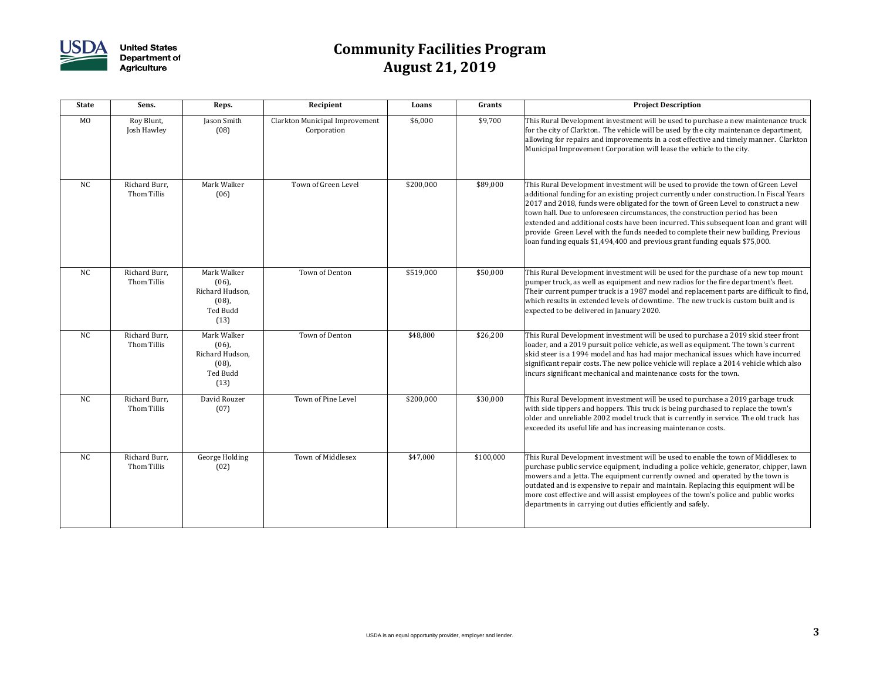# Community Facilities Program
## August 21, 2019

| State | Sens. | Reps. | Recipient | Loans | Grants | Project Description |
|---|---|---|---|---|---|---|
| MO | Roy Blunt, Josh Hawley | Jason Smith (08) | Clarkton Municipal Improvement Corporation | $6,000 | $9,700 | This Rural Development investment will be used to purchase a new maintenance truck for the city of Clarkton. The vehicle will be used by the city maintenance department, allowing for repairs and improvements in a cost effective and timely manner. Clarkton Municipal Improvement Corporation will lease the vehicle to the city. |
| NC | Richard Burr, Thom Tillis | Mark Walker (06) | Town of Green Level | $200,000 | $89,000 | This Rural Development investment will be used to provide the town of Green Level additional funding for an existing project currently under construction. In Fiscal Years 2017 and 2018, funds were obligated for the town of Green Level to construct a new town hall. Due to unforeseen circumstances, the construction period has been extended and additional costs have been incurred. This subsequent loan and grant will provide Green Level with the funds needed to complete their new building. Previous loan funding equals $1,494,400 and previous grant funding equals $75,000. |
| NC | Richard Burr, Thom Tillis | Mark Walker (06), Richard Hudson, (08), Ted Budd (13) | Town of Denton | $519,000 | $50,000 | This Rural Development investment will be used for the purchase of a new top mount pumper truck, as well as equipment and new radios for the fire department's fleet. Their current pumper truck is a 1987 model and replacement parts are difficult to find, which results in extended levels of downtime. The new truck is custom built and is expected to be delivered in January 2020. |
| NC | Richard Burr, Thom Tillis | Mark Walker (06), Richard Hudson, (08), Ted Budd (13) | Town of Denton | $48,800 | $26,200 | This Rural Development investment will be used to purchase a 2019 skid steer front loader, and a 2019 pursuit police vehicle, as well as equipment. The town's current skid steer is a 1994 model and has had major mechanical issues which have incurred significant repair costs. The new police vehicle will replace a 2014 vehicle which also incurs significant mechanical and maintenance costs for the town. |
| NC | Richard Burr, Thom Tillis | David Rouzer (07) | Town of Pine Level | $200,000 | $30,000 | This Rural Development investment will be used to purchase a 2019 garbage truck with side tippers and hoppers. This truck is being purchased to replace the town's older and unreliable 2002 model truck that is currently in service. The old truck has exceeded its useful life and has increasing maintenance costs. |
| NC | Richard Burr, Thom Tillis | George Holding (02) | Town of Middlesex | $47,000 | $100,000 | This Rural Development investment will be used to enable the town of Middlesex to purchase public service equipment, including a police vehicle, generator, chipper, lawn mowers and a Jetta. The equipment currently owned and operated by the town is outdated and is expensive to repair and maintain. Replacing this equipment will be more cost effective and will assist employees of the town's police and public works departments in carrying out duties efficiently and safely. |

USDA is an equal opportunity provider, employer and lender.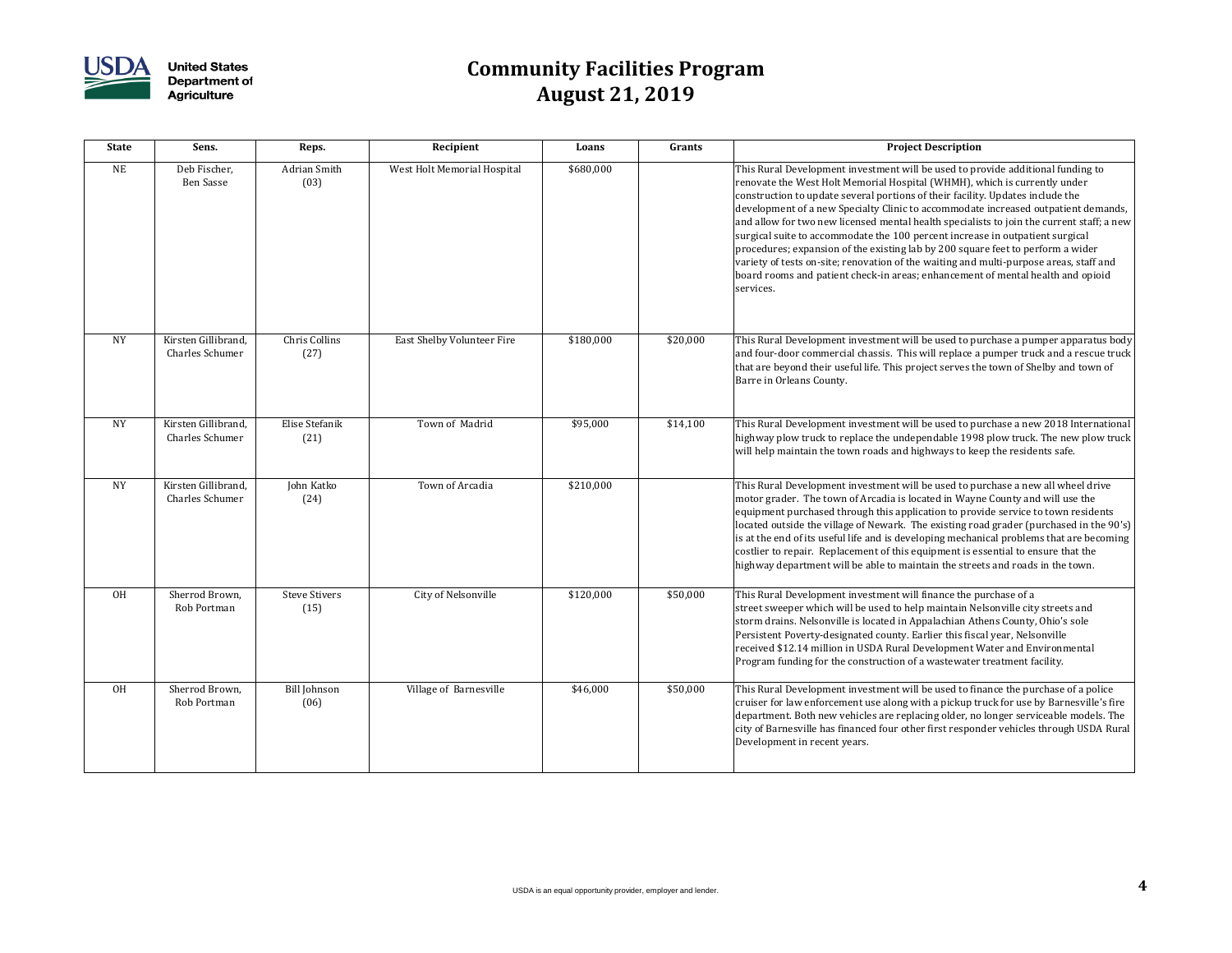# Community Facilities Program
## August 21, 2019

| State | Sens. | Reps. | Recipient | Loans | Grants | Project Description |
|---|---|---|---|---|---|---|
| NE | Deb Fischer, Ben Sasse | Adrian Smith (03) | West Holt Memorial Hospital | $680,000 | | This Rural Development investment will be used to provide additional funding to renovate the West Holt Memorial Hospital (WHMH), which is currently under construction to update several portions of their facility. Updates include the development of a new Specialty Clinic to accommodate increased outpatient demands, and allow for two new licensed mental health specialists to join the current staff; a new surgical suite to accommodate the 100 percent increase in outpatient surgical procedures; expansion of the existing lab by 200 square feet to perform a wider variety of tests on-site; renovation of the waiting and multi-purpose areas, staff and board rooms and patient check-in areas; enhancement of mental health and opioid services. |
| NY | Kirsten Gillibrand, Charles Schumer | Chris Collins (27) | East Shelby Volunteer Fire | $180,000 | $20,000 | This Rural Development investment will be used to purchase a pumper apparatus body and four-door commercial chassis. This will replace a pumper truck and a rescue truck that are beyond their useful life. This project serves the town of Shelby and town of Barre in Orleans County. |
| NY | Kirsten Gillibrand, Charles Schumer | Elise Stefanik (21) | Town of Madrid | $95,000 | $14,100 | This Rural Development investment will be used to purchase a new 2018 International highway plow truck to replace the undependable 1998 plow truck. The new plow truck will help maintain the town roads and highways to keep the residents safe. |
| NY | Kirsten Gillibrand, Charles Schumer | John Katko (24) | Town of Arcadia | $210,000 | | This Rural Development investment will be used to purchase a new all wheel drive motor grader. The town of Arcadia is located in Wayne County and will use the equipment purchased through this application to provide service to town residents located outside the village of Newark. The existing road grader (purchased in the 90's) is at the end of its useful life and is developing mechanical problems that are becoming costlier to repair. Replacement of this equipment is essential to ensure that the highway department will be able to maintain the streets and roads in the town. |
| OH | Sherrod Brown, Rob Portman | Steve Stivers (15) | City of Nelsonville | $120,000 | $50,000 | This Rural Development investment will finance the purchase of a street sweeper which will be used to help maintain Nelsonville city streets and storm drains. Nelsonville is located in Appalachian Athens County, Ohio's sole Persistent Poverty-designated county. Earlier this fiscal year, Nelsonville received $12.14 million in USDA Rural Development Water and Environmental Program funding for the construction of a wastewater treatment facility. |
| OH | Sherrod Brown, Rob Portman | Bill Johnson (06) | Village of Barnesville | $46,000 | $50,000 | This Rural Development investment will be used to finance the purchase of a police cruiser for law enforcement use along with a pickup truck for use by Barnesville's fire department. Both new vehicles are replacing older, no longer serviceable models. The city of Barnesville has financed four other first responder vehicles through USDA Rural Development in recent years. |

USDA is an equal opportunity provider, employer and lender.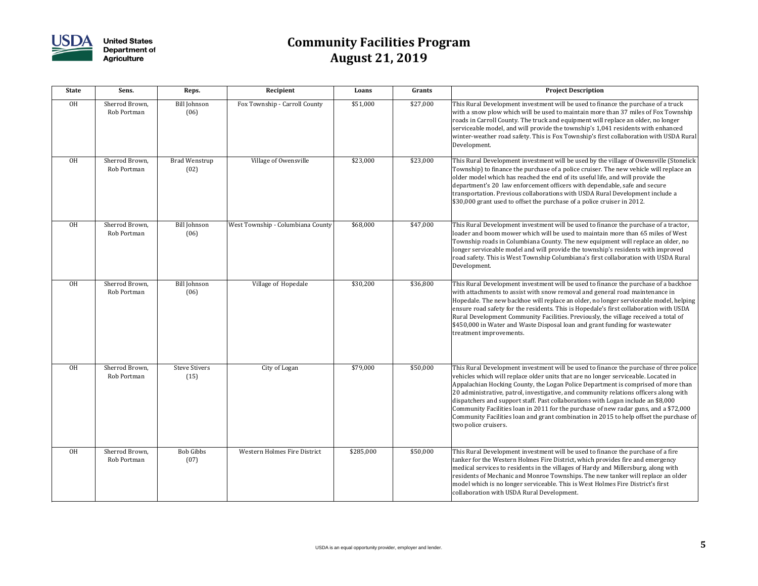# Community Facilities Program
## August 21, 2019

| State | Sens. | Reps. | Recipient | Loans | Grants | Project Description |
|---|---|---|---|---|---|---|
| OH | Sherrod Brown, Rob Portman | Bill Johnson (06) | Fox Township - Carroll County | $51,000 | $27,000 | This Rural Development investment will be used to finance the purchase of a truck with a snow plow which will be used to maintain more than 37 miles of Fox Township roads in Carroll County. The truck and equipment will replace an older, no longer serviceable model, and will provide the township's 1,041 residents with enhanced winter-weather road safety. This is Fox Township's first collaboration with USDA Rural Development. |
| OH | Sherrod Brown, Rob Portman | Brad Wenstrup (02) | Village of Owensville | $23,000 | $23,000 | This Rural Development investment will be used by the village of Owensville (Stonelick Township) to finance the purchase of a police cruiser. The new vehicle will replace an older model which has reached the end of its useful life, and will provide the department's 20 law enforcement officers with dependable, safe and secure transportation. Previous collaborations with USDA Rural Development include a $30,000 grant used to offset the purchase of a police cruiser in 2012. |
| OH | Sherrod Brown, Rob Portman | Bill Johnson (06) | West Township - Columbiana County | $68,000 | $47,000 | This Rural Development investment will be used to finance the purchase of a tractor, loader and boom mower which will be used to maintain more than 65 miles of West Township roads in Columbiana County. The new equipment will replace an older, no longer serviceable model and will provide the township's residents with improved road safety. This is West Township Columbiana's first collaboration with USDA Rural Development. |
| OH | Sherrod Brown, Rob Portman | Bill Johnson (06) | Village of Hopedale | $30,200 | $36,800 | This Rural Development investment will be used to finance the purchase of a backhoe with attachments to assist with snow removal and general road maintenance in Hopedale. The new backhoe will replace an older, no longer serviceable model, helping ensure road safety for the residents. This is Hopedale's first collaboration with USDA Rural Development Community Facilities. Previously, the village received a total of $450,000 in Water and Waste Disposal loan and grant funding for wastewater treatment improvements. |
| OH | Sherrod Brown, Rob Portman | Steve Stivers (15) | City of Logan | $79,000 | $50,000 | This Rural Development investment will be used to finance the purchase of three police vehicles which will replace older units that are no longer serviceable. Located in Appalachian Hocking County, the Logan Police Department is comprised of more than 20 administrative, patrol, investigative, and community relations officers along with dispatchers and support staff. Past collaborations with Logan include an $8,000 Community Facilities loan in 2011 for the purchase of new radar guns, and a $72,000 Community Facilities loan and grant combination in 2015 to help offset the purchase of two police cruisers. |
| OH | Sherrod Brown, Rob Portman | Bob Gibbs (07) | Western Holmes Fire District | $285,000 | $50,000 | This Rural Development investment will be used to finance the purchase of a fire tanker for the Western Holmes Fire District, which provides fire and emergency medical services to residents in the villages of Hardy and Millersburg, along with residents of Mechanic and Monroe Townships. The new tanker will replace an older model which is no longer serviceable. This is West Holmes Fire District's first collaboration with USDA Rural Development. |

USDA is an equal opportunity provider, employer and lender.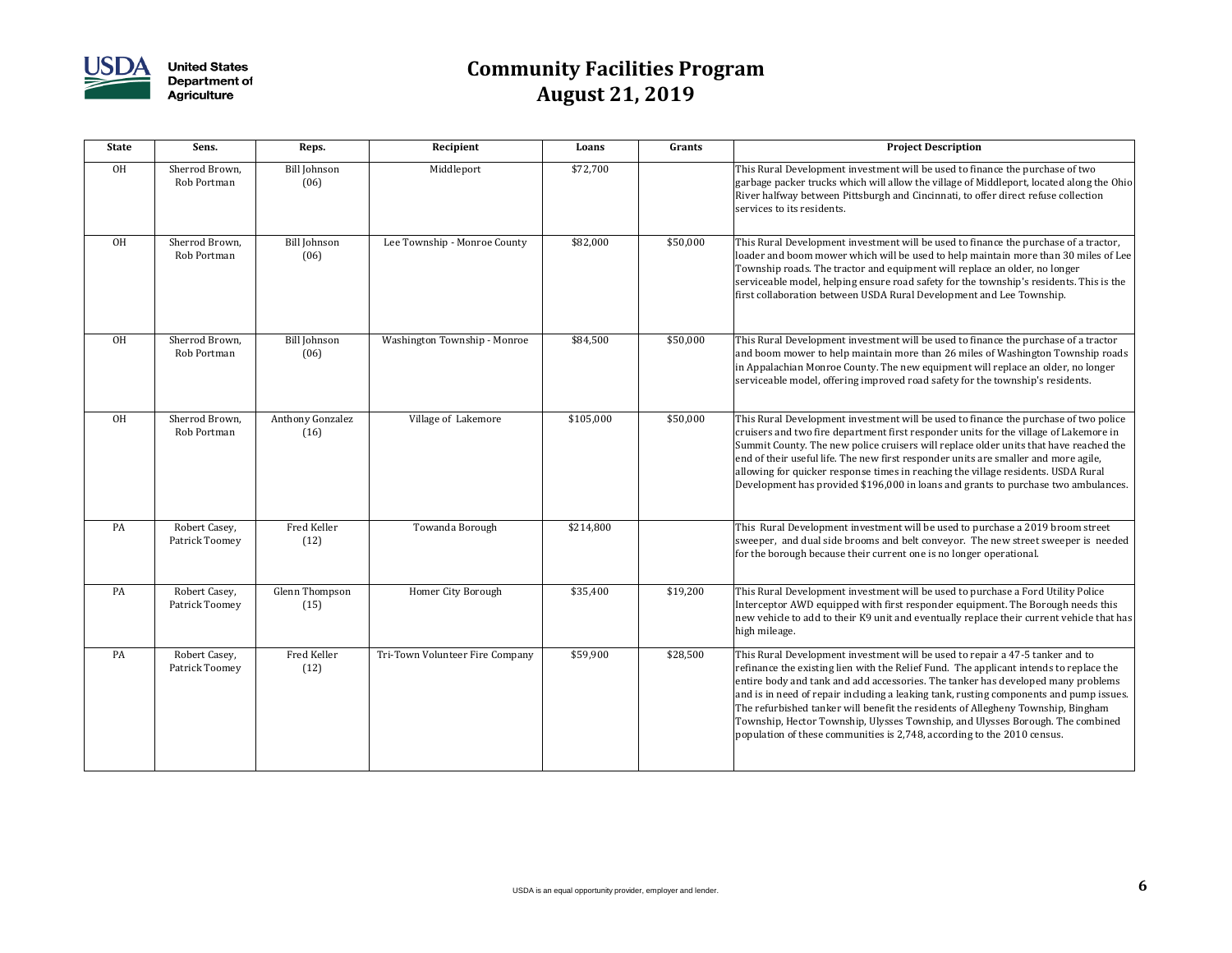# Community Facilities Program
## August 21, 2019

| State | Sens. | Reps. | Recipient | Loans | Grants | Project Description |
|---|---|---|---|---|---|---|
| OH | Sherrod Brown, Rob Portman | Bill Johnson (06) | Middleport | $72,700 | | This Rural Development investment will be used to finance the purchase of two garbage packer trucks which will allow the village of Middleport, located along the Ohio River halfway between Pittsburgh and Cincinnati, to offer direct refuse collection services to its residents. |
| OH | Sherrod Brown, Rob Portman | Bill Johnson (06) | Lee Township - Monroe County | $82,000 | $50,000 | This Rural Development investment will be used to finance the purchase of a tractor, loader and boom mower which will be used to help maintain more than 30 miles of Lee Township roads. The tractor and equipment will replace an older, no longer serviceable model, helping ensure road safety for the township's residents. This is the first collaboration between USDA Rural Development and Lee Township. |
| OH | Sherrod Brown, Rob Portman | Bill Johnson (06) | Washington Township - Monroe | $84,500 | $50,000 | This Rural Development investment will be used to finance the purchase of a tractor and boom mower to help maintain more than 26 miles of Washington Township roads in Appalachian Monroe County. The new equipment will replace an older, no longer serviceable model, offering improved road safety for the township's residents. |
| OH | Sherrod Brown, Rob Portman | Anthony Gonzalez (16) | Village of Lakemore | $105,000 | $50,000 | This Rural Development investment will be used to finance the purchase of two police cruisers and two fire department first responder units for the village of Lakemore in Summit County. The new police cruisers will replace older units that have reached the end of their useful life. The new first responder units are smaller and more agile, allowing for quicker response times in reaching the village residents. USDA Rural Development has provided $196,000 in loans and grants to purchase two ambulances. |
| PA | Robert Casey, Patrick Toomey | Fred Keller (12) | Towanda Borough | $214,800 | | This Rural Development investment will be used to purchase a 2019 broom street sweeper, and dual side brooms and belt conveyor. The new street sweeper is needed for the borough because their current one is no longer operational. |
| PA | Robert Casey, Patrick Toomey | Glenn Thompson (15) | Homer City Borough | $35,400 | $19,200 | This Rural Development investment will be used to purchase a Ford Utility Police Interceptor AWD equipped with first responder equipment. The Borough needs this new vehicle to add to their K9 unit and eventually replace their current vehicle that has high mileage. |
| PA | Robert Casey, Patrick Toomey | Fred Keller (12) | Tri-Town Volunteer Fire Company | $59,900 | $28,500 | This Rural Development investment will be used to repair a 47-5 tanker and to refinance the existing lien with the Relief Fund. The applicant intends to replace the entire body and tank and add accessories. The tanker has developed many problems and is in need of repair including a leaking tank, rusting components and pump issues. The refurbished tanker will benefit the residents of Allegheny Township, Bingham Township, Hector Township, Ulysses Township, and Ulysses Borough. The combined population of these communities is 2,748, according to the 2010 census. |

USDA is an equal opportunity provider, employer and lender.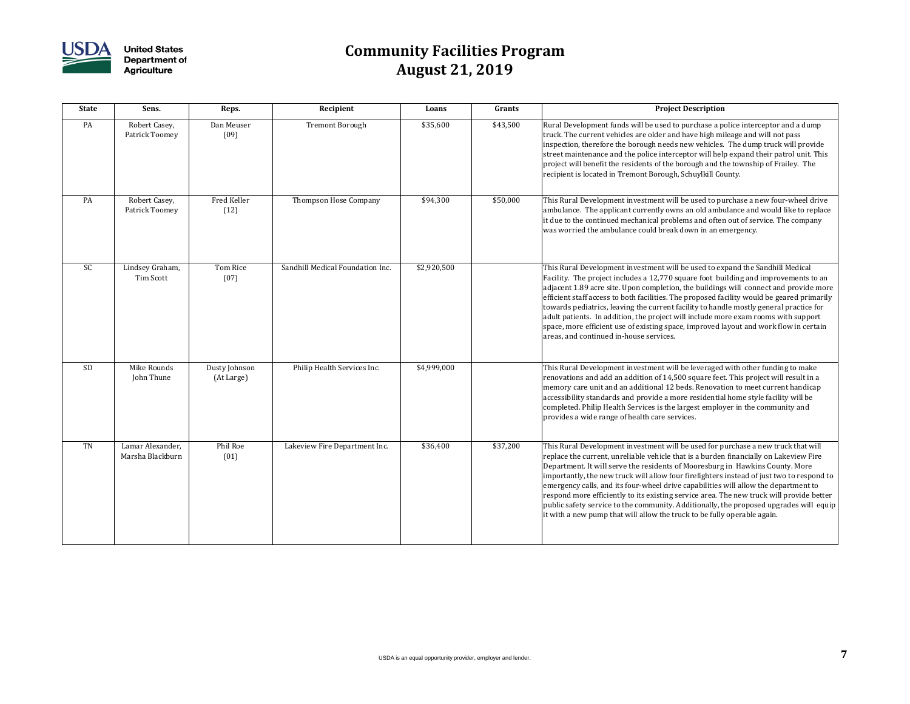# Community Facilities Program
## August 21, 2019

| State | Sens. | Reps. | Recipient | Loans | Grants | Project Description |
|---|---|---|---|---|---|---|
| PA | Robert Casey, Patrick Toomey | Dan Meuser (09) | Tremont Borough | $35,600 | $43,500 | Rural Development funds will be used to purchase a police interceptor and a dump truck. The current vehicles are older and have high mileage and will not pass inspection, therefore the borough needs new vehicles. The dump truck will provide street maintenance and the police interceptor will help expand their patrol unit. This project will benefit the residents of the borough and the township of Frailey. The recipient is located in Tremont Borough, Schuylkill County. |
| PA | Robert Casey, Patrick Toomey | Fred Keller (12) | Thompson Hose Company | $94,300 | $50,000 | This Rural Development investment will be used to purchase a new four-wheel drive ambulance. The applicant currently owns an old ambulance and would like to replace it due to the continued mechanical problems and often out of service. The company was worried the ambulance could break down in an emergency. |
| SC | Lindsey Graham, Tim Scott | Tom Rice (07) | Sandhill Medical Foundation Inc. | $2,920,500 | | This Rural Development investment will be used to expand the Sandhill Medical Facility. The project includes a 12,770 square foot building and improvements to an adjacent 1.89 acre site. Upon completion, the buildings will connect and provide more efficient staff access to both facilities. The proposed facility would be geared primarily towards pediatrics, leaving the current facility to handle mostly general practice for adult patients. In addition, the project will include more exam rooms with support space, more efficient use of existing space, improved layout and work flow in certain areas, and continued in-house services. |
| SD | Mike Rounds John Thune | Dusty Johnson (At Large) | Philip Health Services Inc. | $4,999,000 | | This Rural Development investment will be leveraged with other funding to make renovations and add an addition of 14,500 square feet. This project will result in a memory care unit and an additional 12 beds. Renovation to meet current handicap accessibility standards and provide a more residential home style facility will be completed. Philip Health Services is the largest employer in the community and provides a wide range of health care services. |
| TN | Lamar Alexander, Marsha Blackburn | Phil Roe (01) | Lakeview Fire Department Inc. | $36,400 | $37,200 | This Rural Development investment will be used for purchase a new truck that will replace the current, unreliable vehicle that is a burden financially on Lakeview Fire Department. It will serve the residents of Mooresburg in Hawkins County. More importantly, the new truck will allow four firefighters instead of just two to respond to emergency calls, and its four-wheel drive capabilities will allow the department to respond more efficiently to its existing service area. The new truck will provide better public safety service to the community. Additionally, the proposed upgrades will equip it with a new pump that will allow the truck to be fully operable again. |

USDA is an equal opportunity provider, employer and lender.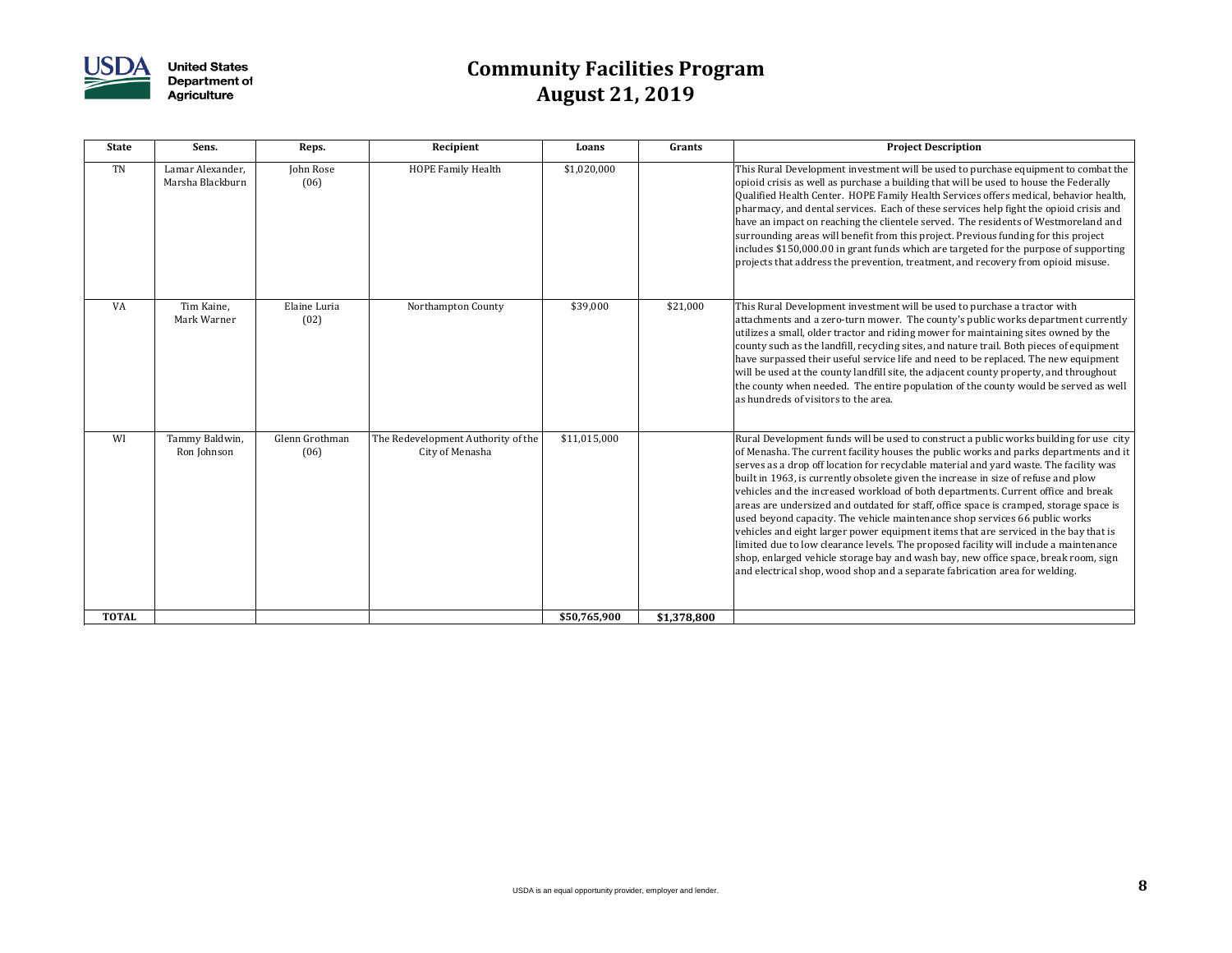# Community Facilities Program
## August 21, 2019

| State | Sens. | Reps. | Recipient | Loans | Grants | Project Description |
|---|---|---|---|---|---|---|
| TN | Lamar Alexander, Marsha Blackburn | John Rose (06) | HOPE Family Health | $1,020,000 | | This Rural Development investment will be used to purchase equipment to combat the opioid crisis as well as purchase a building that will be used to house the Federally Qualified Health Center. HOPE Family Health Services offers medical, behavior health, pharmacy, and dental services. Each of these services help fight the opioid crisis and have an impact on reaching the clientele served. The residents of Westmoreland and surrounding areas will benefit from this project. Previous funding for this project includes $150,000.00 in grant funds which are targeted for the purpose of supporting projects that address the prevention, treatment, and recovery from opioid misuse. |
| VA | Tim Kaine, Mark Warner | Elaine Luria (02) | Northampton County | $39,000 | $21,000 | This Rural Development investment will be used to purchase a tractor with attachments and a zero-turn mower. The county's public works department currently utilizes a small, older tractor and riding mower for maintaining sites owned by the county such as the landfill, recycling sites, and nature trail. Both pieces of equipment have surpassed their useful service life and need to be replaced. The new equipment will be used at the county landfill site, the adjacent county property, and throughout the county when needed. The entire population of the county would be served as well as hundreds of visitors to the area. |
| WI | Tammy Baldwin, Ron Johnson | Glenn Grothman (06) | The Redevelopment Authority of the City of Menasha | $11,015,000 | | Rural Development funds will be used to construct a public works building for use city of Menasha. The current facility houses the public works and parks departments and it serves as a drop off location for recyclable material and yard waste. The facility was built in 1963, is currently obsolete given the increase in size of refuse and plow vehicles and the increased workload of both departments. Current office and break areas are undersized and outdated for staff, office space is cramped, storage space is used beyond capacity. The vehicle maintenance shop services 66 public works vehicles and eight larger power equipment items that are serviced in the bay that is limited due to low clearance levels. The proposed facility will include a maintenance shop, enlarged vehicle storage bay and wash bay, new office space, break room, sign and electrical shop, wood shop and a separate fabrication area for welding. |
| **TOTAL** | | | | **$50,765,900** | **$1,378,800** | |

USDA is an equal opportunity provider, employer and lender.